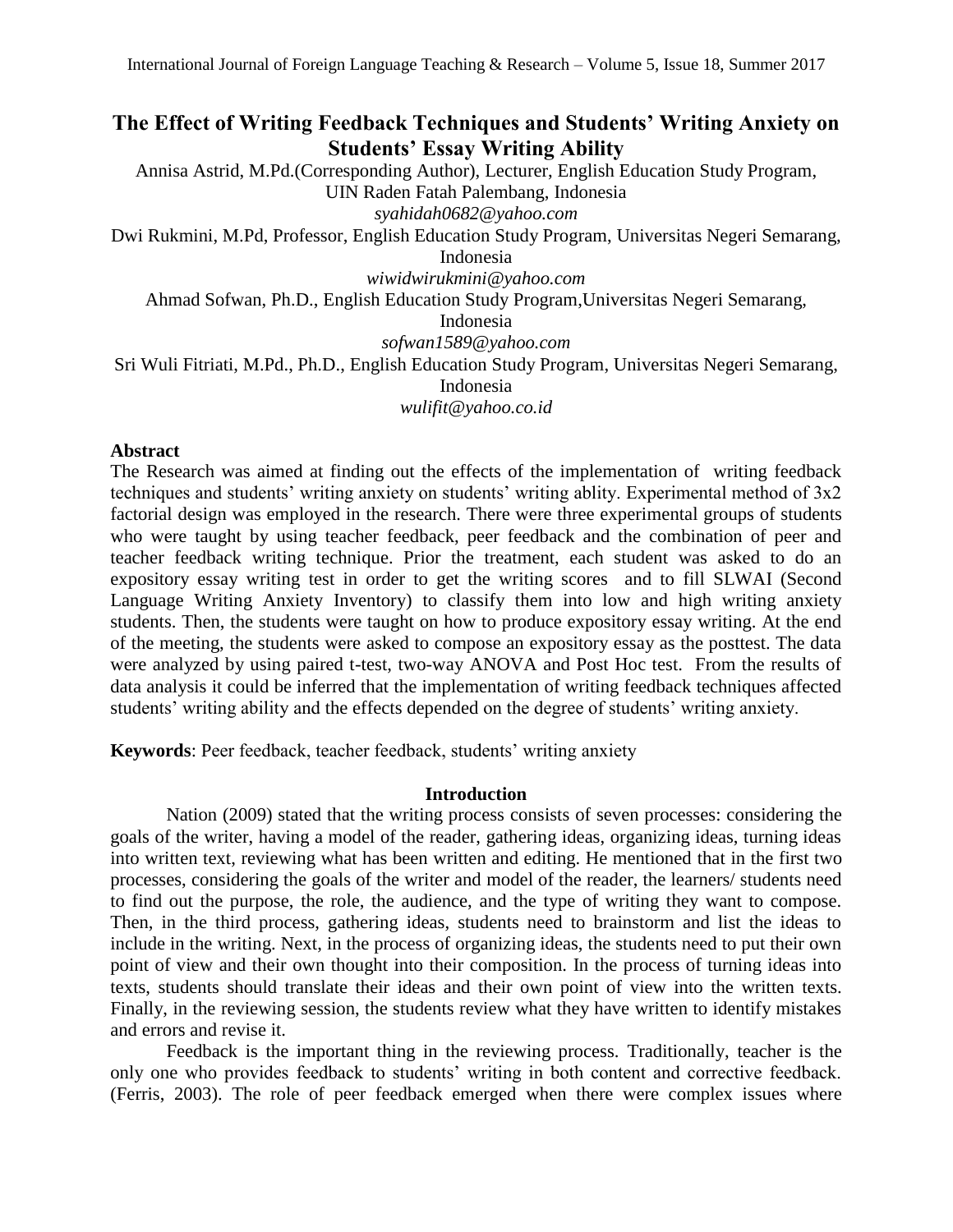# The Effect of Writing Feedback Techniques and Students' Writing Anxiety on Students' Essay Writing Ability

Annisa Astrid, M.Pd.(Corresponding Author), Lecturer, English Education Study Program, UIN Raden Fatah Palembang, Indonesia
*syahidah0682@yahoo.com*

Dwi Rukmini, M.Pd, Professor, English Education Study Program, Universitas Negeri Semarang, Indonesia
*wiwidwirukmini@yahoo.com*

Ahmad Sofwan, Ph.D., English Education Study Program,Universitas Negeri Semarang, Indonesia
*sofwan1589@yahoo.com*

Sri Wuli Fitriati, M.Pd., Ph.D., English Education Study Program, Universitas Negeri Semarang, Indonesia
*wulifit@yahoo.co.id*

## Abstract

The Research was aimed at finding out the effects of the implementation of writing feedback techniques and students' writing anxiety on students' writing ablity. Experimental method of 3x2 factorial design was employed in the research. There were three experimental groups of students who were taught by using teacher feedback, peer feedback and the combination of peer and teacher feedback writing technique. Prior the treatment, each student was asked to do an expository essay writing test in order to get the writing scores and to fill SLWAI (Second Language Writing Anxiety Inventory) to classify them into low and high writing anxiety students. Then, the students were taught on how to produce expository essay writing. At the end of the meeting, the students were asked to compose an expository essay as the posttest. The data were analyzed by using paired t-test, two-way ANOVA and Post Hoc test. From the results of data analysis it could be inferred that the implementation of writing feedback techniques affected students' writing ability and the effects depended on the degree of students' writing anxiety.

**Keywords**: Peer feedback, teacher feedback, students' writing anxiety

## Introduction

Nation (2009) stated that the writing process consists of seven processes: considering the goals of the writer, having a model of the reader, gathering ideas, organizing ideas, turning ideas into written text, reviewing what has been written and editing. He mentioned that in the first two processes, considering the goals of the writer and model of the reader, the learners/ students need to find out the purpose, the role, the audience, and the type of writing they want to compose. Then, in the third process, gathering ideas, students need to brainstorm and list the ideas to include in the writing. Next, in the process of organizing ideas, the students need to put their own point of view and their own thought into their composition. In the process of turning ideas into texts, students should translate their ideas and their own point of view into the written texts. Finally, in the reviewing session, the students review what they have written to identify mistakes and errors and revise it.

Feedback is the important thing in the reviewing process. Traditionally, teacher is the only one who provides feedback to students' writing in both content and corrective feedback. (Ferris, 2003). The role of peer feedback emerged when there were complex issues where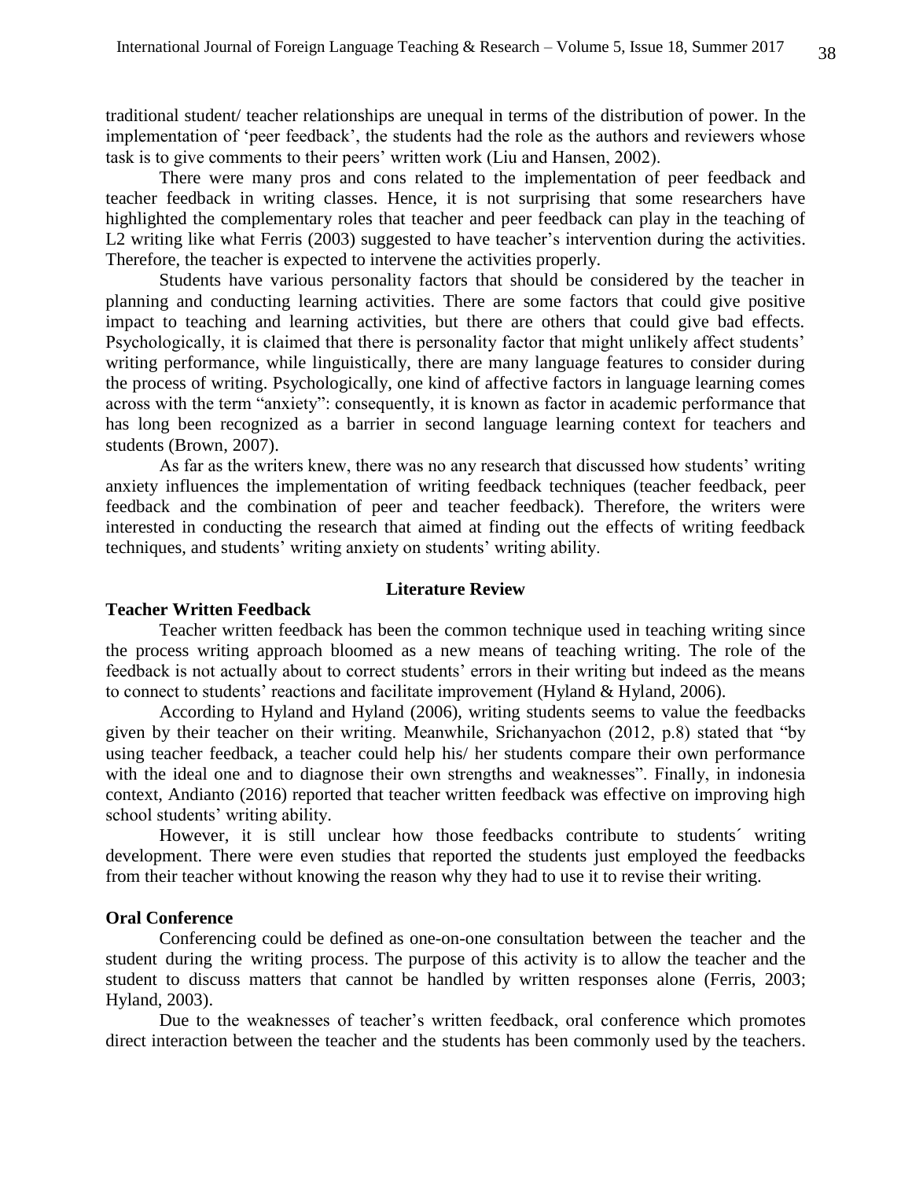traditional student/ teacher relationships are unequal in terms of the distribution of power. In the implementation of 'peer feedback', the students had the role as the authors and reviewers whose task is to give comments to their peers' written work (Liu and Hansen, 2002).

There were many pros and cons related to the implementation of peer feedback and teacher feedback in writing classes. Hence, it is not surprising that some researchers have highlighted the complementary roles that teacher and peer feedback can play in the teaching of L2 writing like what Ferris (2003) suggested to have teacher's intervention during the activities. Therefore, the teacher is expected to intervene the activities properly.

Students have various personality factors that should be considered by the teacher in planning and conducting learning activities. There are some factors that could give positive impact to teaching and learning activities, but there are others that could give bad effects. Psychologically, it is claimed that there is personality factor that might unlikely affect students' writing performance, while linguistically, there are many language features to consider during the process of writing. Psychologically, one kind of affective factors in language learning comes across with the term "anxiety": consequently, it is known as factor in academic performance that has long been recognized as a barrier in second language learning context for teachers and students (Brown, 2007).

As far as the writers knew, there was no any research that discussed how students' writing anxiety influences the implementation of writing feedback techniques (teacher feedback, peer feedback and the combination of peer and teacher feedback). Therefore, the writers were interested in conducting the research that aimed at finding out the effects of writing feedback techniques, and students' writing anxiety on students' writing ability.

## Literature Review

### Teacher Written Feedback

Teacher written feedback has been the common technique used in teaching writing since the process writing approach bloomed as a new means of teaching writing. The role of the feedback is not actually about to correct students' errors in their writing but indeed as the means to connect to students' reactions and facilitate improvement (Hyland & Hyland, 2006).

According to Hyland and Hyland (2006), writing students seems to value the feedbacks given by their teacher on their writing. Meanwhile, Srichanyachon (2012, p.8) stated that "by using teacher feedback, a teacher could help his/ her students compare their own performance with the ideal one and to diagnose their own strengths and weaknesses". Finally, in indonesia context, Andianto (2016) reported that teacher written feedback was effective on improving high school students' writing ability.

However, it is still unclear how those feedbacks contribute to students´ writing development. There were even studies that reported the students just employed the feedbacks from their teacher without knowing the reason why they had to use it to revise their writing.

### Oral Conference

Conferencing could be defined as one-on-one consultation between the teacher and the student during the writing process. The purpose of this activity is to allow the teacher and the student to discuss matters that cannot be handled by written responses alone (Ferris, 2003; Hyland, 2003).

Due to the weaknesses of teacher's written feedback, oral conference which promotes direct interaction between the teacher and the students has been commonly used by the teachers.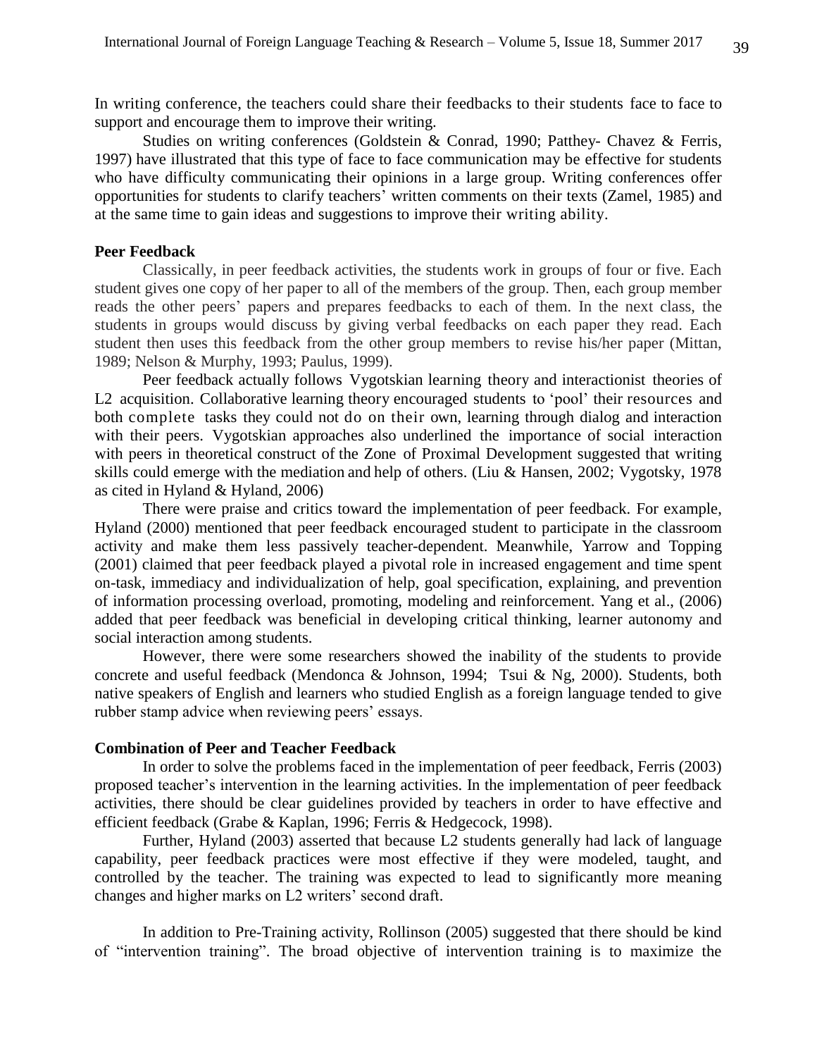In writing conference, the teachers could share their feedbacks to their students face to face to support and encourage them to improve their writing.

Studies on writing conferences (Goldstein & Conrad, 1990; Patthey- Chavez & Ferris, 1997) have illustrated that this type of face to face communication may be effective for students who have difficulty communicating their opinions in a large group. Writing conferences offer opportunities for students to clarify teachers' written comments on their texts (Zamel, 1985) and at the same time to gain ideas and suggestions to improve their writing ability.

**Peer Feedback**

Classically, in peer feedback activities, the students work in groups of four or five. Each student gives one copy of her paper to all of the members of the group. Then, each group member reads the other peers' papers and prepares feedbacks to each of them. In the next class, the students in groups would discuss by giving verbal feedbacks on each paper they read. Each student then uses this feedback from the other group members to revise his/her paper (Mittan, 1989; Nelson & Murphy, 1993; Paulus, 1999).

Peer feedback actually follows Vygotskian learning theory and interactionist theories of L2 acquisition. Collaborative learning theory encouraged students to 'pool' their resources and both complete tasks they could not do on their own, learning through dialog and interaction with their peers. Vygotskian approaches also underlined the importance of social interaction with peers in theoretical construct of the Zone of Proximal Development suggested that writing skills could emerge with the mediation and help of others. (Liu & Hansen, 2002; Vygotsky, 1978 as cited in Hyland & Hyland, 2006)

There were praise and critics toward the implementation of peer feedback. For example, Hyland (2000) mentioned that peer feedback encouraged student to participate in the classroom activity and make them less passively teacher-dependent. Meanwhile, Yarrow and Topping (2001) claimed that peer feedback played a pivotal role in increased engagement and time spent on-task, immediacy and individualization of help, goal specification, explaining, and prevention of information processing overload, promoting, modeling and reinforcement. Yang et al., (2006) added that peer feedback was beneficial in developing critical thinking, learner autonomy and social interaction among students.

However, there were some researchers showed the inability of the students to provide concrete and useful feedback (Mendonca & Johnson, 1994; Tsui & Ng, 2000). Students, both native speakers of English and learners who studied English as a foreign language tended to give rubber stamp advice when reviewing peers' essays.

**Combination of Peer and Teacher Feedback**

In order to solve the problems faced in the implementation of peer feedback, Ferris (2003) proposed teacher's intervention in the learning activities. In the implementation of peer feedback activities, there should be clear guidelines provided by teachers in order to have effective and efficient feedback (Grabe & Kaplan, 1996; Ferris & Hedgecock, 1998).

Further, Hyland (2003) asserted that because L2 students generally had lack of language capability, peer feedback practices were most effective if they were modeled, taught, and controlled by the teacher. The training was expected to lead to significantly more meaning changes and higher marks on L2 writers' second draft.

In addition to Pre-Training activity, Rollinson (2005) suggested that there should be kind of "intervention training". The broad objective of intervention training is to maximize the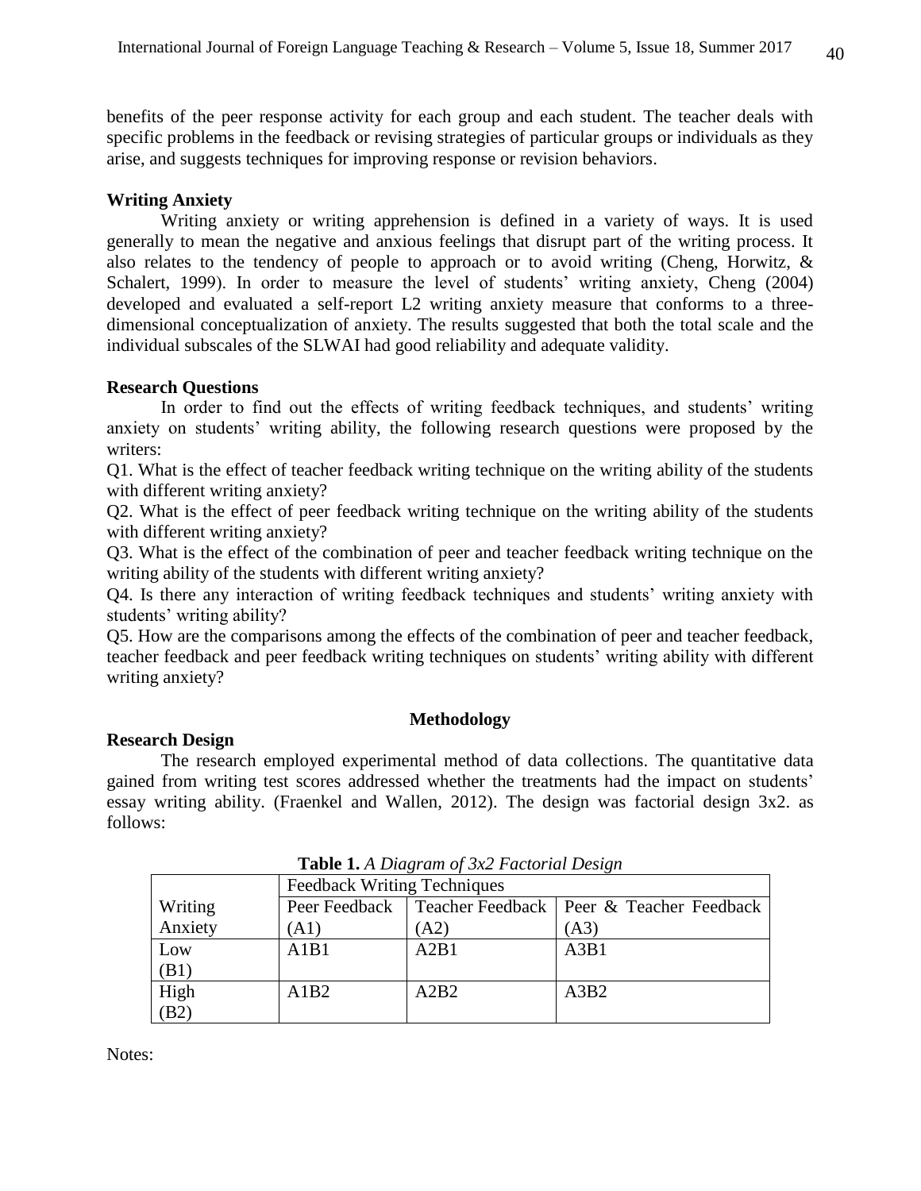benefits of the peer response activity for each group and each student. The teacher deals with specific problems in the feedback or revising strategies of particular groups or individuals as they arise, and suggests techniques for improving response or revision behaviors.

### Writing Anxiety

Writing anxiety or writing apprehension is defined in a variety of ways. It is used generally to mean the negative and anxious feelings that disrupt part of the writing process. It also relates to the tendency of people to approach or to avoid writing (Cheng, Horwitz, & Schalert, 1999). In order to measure the level of students' writing anxiety, Cheng (2004) developed and evaluated a self-report L2 writing anxiety measure that conforms to a three-dimensional conceptualization of anxiety. The results suggested that both the total scale and the individual subscales of the SLWAI had good reliability and adequate validity.

### Research Questions

In order to find out the effects of writing feedback techniques, and students' writing anxiety on students' writing ability, the following research questions were proposed by the writers:

Q1. What is the effect of teacher feedback writing technique on the writing ability of the students with different writing anxiety?

Q2. What is the effect of peer feedback writing technique on the writing ability of the students with different writing anxiety?

Q3. What is the effect of the combination of peer and teacher feedback writing technique on the writing ability of the students with different writing anxiety?

Q4. Is there any interaction of writing feedback techniques and students' writing anxiety with students' writing ability?

Q5. How are the comparisons among the effects of the combination of peer and teacher feedback, teacher feedback and peer feedback writing techniques on students' writing ability with different writing anxiety?

## Methodology

### Research Design

The research employed experimental method of data collections. The quantitative data gained from writing test scores addressed whether the treatments had the impact on students' essay writing ability. (Fraenkel and Wallen, 2012). The design was factorial design 3x2. as follows:

**Table 1.** *A Diagram of 3x2 Factorial Design*

| | Feedback Writing Techniques | | |
|---|---|---|---|
| Writing Anxiety | Peer Feedback (A1) | Teacher Feedback (A2) | Peer & Teacher Feedback (A3) |
| Low (B1) | A1B1 | A2B1 | A3B1 |
| High (B2) | A1B2 | A2B2 | A3B2 |

Notes: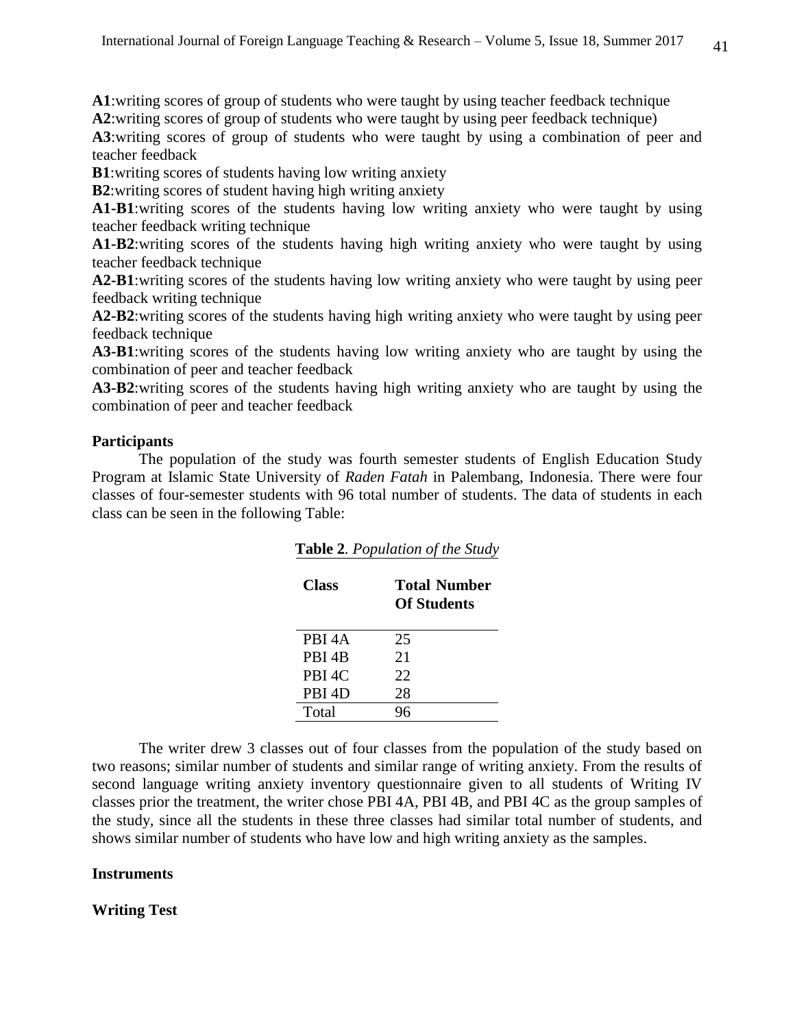**A1**:writing scores of group of students who were taught by using teacher feedback technique

**A2**:writing scores of group of students who were taught by using peer feedback technique)

**A3**:writing scores of group of students who were taught by using a combination of peer and teacher feedback

**B1**:writing scores of students having low writing anxiety

**B2**:writing scores of student having high writing anxiety

**A1-B1**:writing scores of the students having low writing anxiety who were taught by using teacher feedback writing technique

**A1-B2**:writing scores of the students having high writing anxiety who were taught by using teacher feedback technique

**A2-B1**:writing scores of the students having low writing anxiety who were taught by using peer feedback writing technique

**A2-B2**:writing scores of the students having high writing anxiety who were taught by using peer feedback technique

**A3-B1**:writing scores of the students having low writing anxiety who are taught by using the combination of peer and teacher feedback

**A3-B2**:writing scores of the students having high writing anxiety who are taught by using the combination of peer and teacher feedback

**Participants**

The population of the study was fourth semester students of English Education Study Program at Islamic State University of *Raden Fatah* in Palembang, Indonesia. There were four classes of four-semester students with 96 total number of students. The data of students in each class can be seen in the following Table:

**Table 2**. *Population of the Study*

| Class | Total Number Of Students |
|---|---|
| PBI 4A | 25 |
| PBI 4B | 21 |
| PBI 4C | 22 |
| PBI 4D | 28 |
| Total | 96 |

The writer drew 3 classes out of four classes from the population of the study based on two reasons; similar number of students and similar range of writing anxiety. From the results of second language writing anxiety inventory questionnaire given to all students of Writing IV classes prior the treatment, the writer chose PBI 4A, PBI 4B, and PBI 4C as the group samples of the study, since all the students in these three classes had similar total number of students, and shows similar number of students who have low and high writing anxiety as the samples.

**Instruments**

**Writing Test**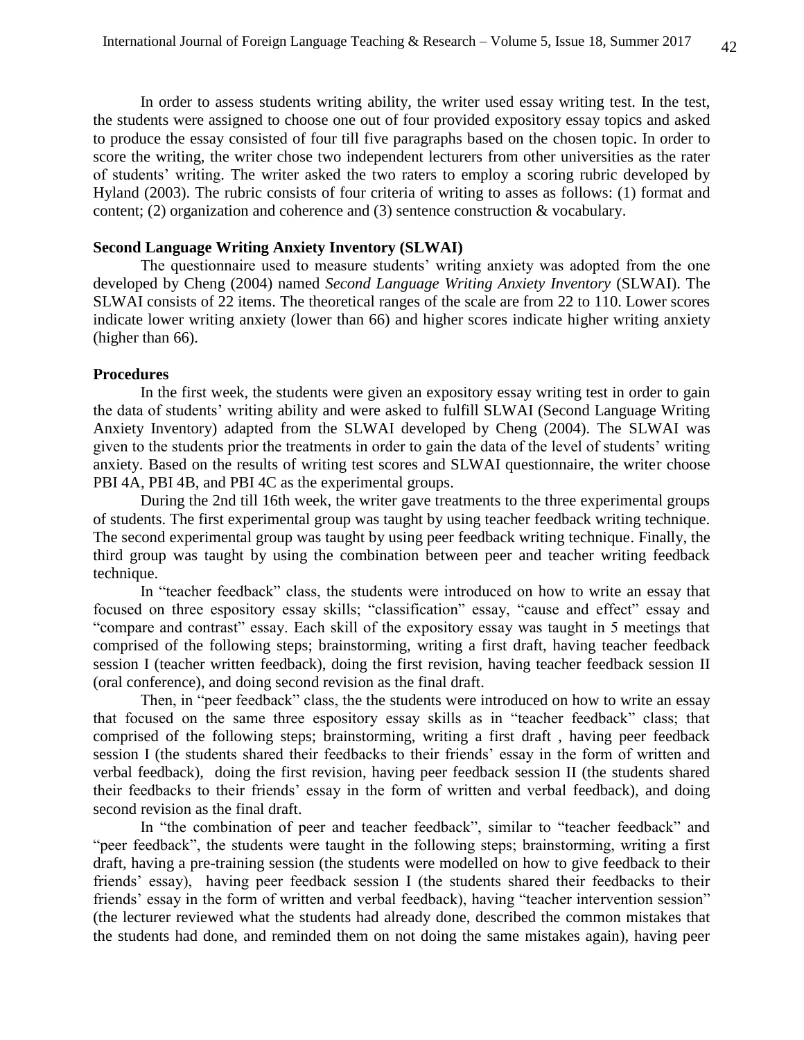In order to assess students writing ability, the writer used essay writing test. In the test, the students were assigned to choose one out of four provided expository essay topics and asked to produce the essay consisted of four till five paragraphs based on the chosen topic. In order to score the writing, the writer chose two independent lecturers from other universities as the rater of students' writing. The writer asked the two raters to employ a scoring rubric developed by Hyland (2003). The rubric consists of four criteria of writing to asses as follows: (1) format and content; (2) organization and coherence and (3) sentence construction & vocabulary.

**Second Language Writing Anxiety Inventory (SLWAI)**

The questionnaire used to measure students' writing anxiety was adopted from the one developed by Cheng (2004) named *Second Language Writing Anxiety Inventory* (SLWAI). The SLWAI consists of 22 items. The theoretical ranges of the scale are from 22 to 110. Lower scores indicate lower writing anxiety (lower than 66) and higher scores indicate higher writing anxiety (higher than 66).

**Procedures**

In the first week, the students were given an expository essay writing test in order to gain the data of students' writing ability and were asked to fulfill SLWAI (Second Language Writing Anxiety Inventory) adapted from the SLWAI developed by Cheng (2004). The SLWAI was given to the students prior the treatments in order to gain the data of the level of students' writing anxiety. Based on the results of writing test scores and SLWAI questionnaire, the writer choose PBI 4A, PBI 4B, and PBI 4C as the experimental groups.

During the 2nd till 16th week, the writer gave treatments to the three experimental groups of students. The first experimental group was taught by using teacher feedback writing technique. The second experimental group was taught by using peer feedback writing technique. Finally, the third group was taught by using the combination between peer and teacher writing feedback technique.

In "teacher feedback" class, the students were introduced on how to write an essay that focused on three espository essay skills; "classification" essay, "cause and effect" essay and "compare and contrast" essay. Each skill of the expository essay was taught in 5 meetings that comprised of the following steps; brainstorming, writing a first draft, having teacher feedback session I (teacher written feedback), doing the first revision, having teacher feedback session II (oral conference), and doing second revision as the final draft.

Then, in "peer feedback" class, the the students were introduced on how to write an essay that focused on the same three espository essay skills as in "teacher feedback" class; that comprised of the following steps; brainstorming, writing a first draft , having peer feedback session I (the students shared their feedbacks to their friends' essay in the form of written and verbal feedback), doing the first revision, having peer feedback session II (the students shared their feedbacks to their friends' essay in the form of written and verbal feedback), and doing second revision as the final draft.

In "the combination of peer and teacher feedback", similar to "teacher feedback" and "peer feedback", the students were taught in the following steps; brainstorming, writing a first draft, having a pre-training session (the students were modelled on how to give feedback to their friends' essay), having peer feedback session I (the students shared their feedbacks to their friends' essay in the form of written and verbal feedback), having "teacher intervention session" (the lecturer reviewed what the students had already done, described the common mistakes that the students had done, and reminded them on not doing the same mistakes again), having peer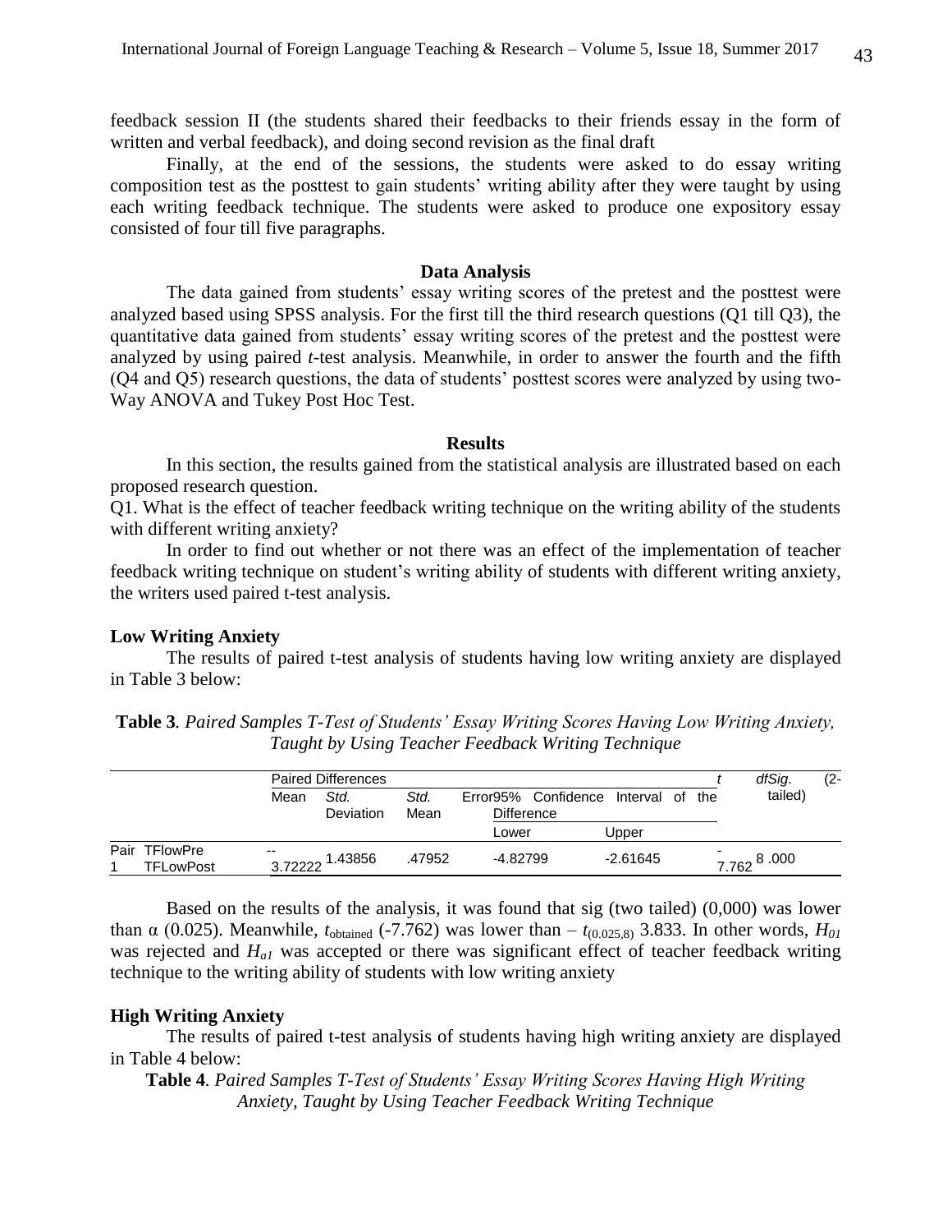feedback session II (the students shared their feedbacks to their friends essay in the form of written and verbal feedback), and doing second revision as the final draft

Finally, at the end of the sessions, the students were asked to do essay writing composition test as the posttest to gain students' writing ability after they were taught by using each writing feedback technique. The students were asked to produce one expository essay consisted of four till five paragraphs.

## Data Analysis

The data gained from students' essay writing scores of the pretest and the posttest were analyzed based using SPSS analysis. For the first till the third research questions (Q1 till Q3), the quantitative data gained from students' essay writing scores of the pretest and the posttest were analyzed by using paired *t*-test analysis. Meanwhile, in order to answer the fourth and the fifth (Q4 and Q5) research questions, the data of students' posttest scores were analyzed by using two-Way ANOVA and Tukey Post Hoc Test.

## Results

In this section, the results gained from the statistical analysis are illustrated based on each proposed research question.

Q1. What is the effect of teacher feedback writing technique on the writing ability of the students with different writing anxiety?

In order to find out whether or not there was an effect of the implementation of teacher feedback writing technique on student's writing ability of students with different writing anxiety, the writers used paired t-test analysis.

### Low Writing Anxiety

The results of paired t-test analysis of students having low writing anxiety are displayed in Table 3 below:

**Table 3***. Paired Samples T-Test of Students' Essay Writing Scores Having Low Writing Anxiety, Taught by Using Teacher Feedback Writing Technique*

| | Paired Differences | | | | | t | df | Sig. (2-tailed) |
|---|---|---|---|---|---|---|---|---|
| | Mean | Std. Deviation | Std. Error Mean | 95% Confidence Interval of the Difference | | | | |
| | | | | Lower | Upper | | | |
| Pair 1 TFlowPre TFLowPost | -3.72222 | 1.43856 | .47952 | -4.82799 | -2.61645 | -7.762 | 8 | .000 |

Based on the results of the analysis, it was found that sig (two tailed) (0,000) was lower than α (0.025). Meanwhile, $t_{\text{obtained}}$ (-7.762) was lower than – $t_{(0.025,8)}$ 3.833. In other words, $H_{01}$ was rejected and $H_{a1}$ was accepted or there was significant effect of teacher feedback writing technique to the writing ability of students with low writing anxiety

### High Writing Anxiety

The results of paired t-test analysis of students having high writing anxiety are displayed in Table 4 below:

**Table 4***. Paired Samples T-Test of Students' Essay Writing Scores Having High Writing Anxiety, Taught by Using Teacher Feedback Writing Technique*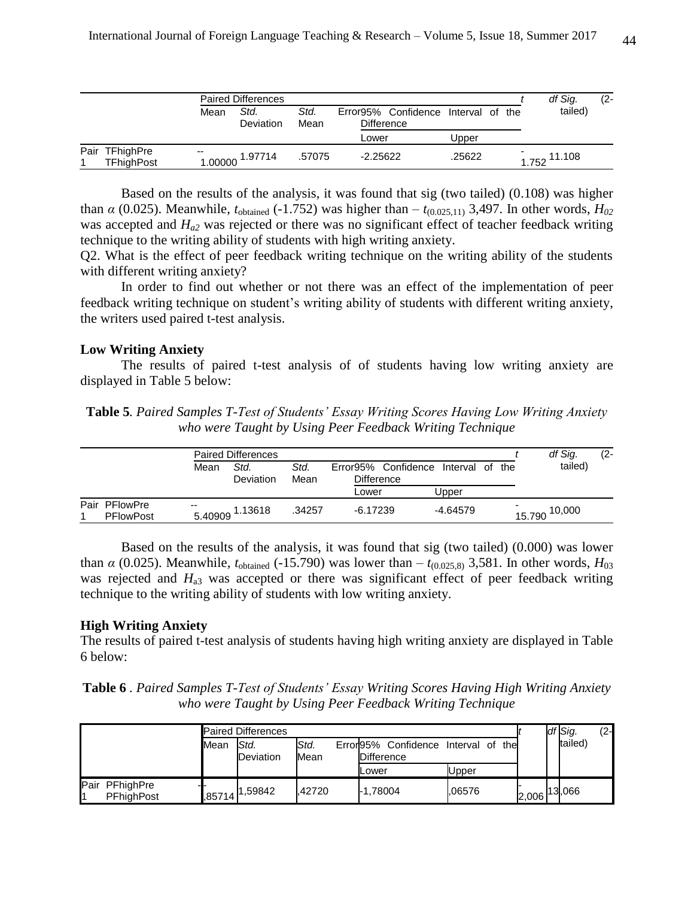| | Paired Differences | | | | | t | df | Sig. (2-tailed) |
|---|---|---|---|---|---|---|---|---|
| | Mean | Std. Deviation | Std. Error Mean | 95% Confidence Interval of the Difference | | | | |
| | | | | Lower | Upper | | | |
| Pair 1 TFhighPre TFhighPost | --1.00000 | 1.97714 | .57075 | -2.25622 | .25622 | -1.752 | 11 | .108 |

Based on the results of the analysis, it was found that sig (two tailed) (0.108) was higher than $\alpha$ (0.025). Meanwhile, $t_{\text{obtained}}$ (-1.752) was higher than – $t_{(0.025,11)}$ 3,497. In other words, $H_{02}$ was accepted and $H_{a2}$ was rejected or there was no significant effect of teacher feedback writing technique to the writing ability of students with high writing anxiety.

Q2. What is the effect of peer feedback writing technique on the writing ability of the students with different writing anxiety?

In order to find out whether or not there was an effect of the implementation of peer feedback writing technique on student's writing ability of students with different writing anxiety, the writers used paired t-test analysis.

**Low Writing Anxiety**

The results of paired t-test analysis of of students having low writing anxiety are displayed in Table 5 below:

**Table 5**. *Paired Samples T-Test of Students' Essay Writing Scores Having Low Writing Anxiety who were Taught by Using Peer Feedback Writing Technique*

| | Paired Differences | | | | | t | df | Sig. (2-tailed) |
|---|---|---|---|---|---|---|---|---|
| | Mean | Std. Deviation | Std. Error Mean | 95% Confidence Interval of the Difference | | | | |
| | | | | Lower | Upper | | | |
| Pair 1 PFlowPre PFlowPost | --5.40909 | 1.13618 | .34257 | -6.17239 | -4.64579 | -15.790 | 10 | ,000 |

Based on the results of the analysis, it was found that sig (two tailed) (0.000) was lower than $\alpha$ (0.025). Meanwhile, $t_{\text{obtained}}$ (-15.790) was lower than – $t_{(0.025,8)}$ 3,581. In other words, $H_{03}$ was rejected and $H_{a3}$ was accepted or there was significant effect of peer feedback writing technique to the writing ability of students with low writing anxiety.

**High Writing Anxiety**

The results of paired t-test analysis of students having high writing anxiety are displayed in Table 6 below:

**Table 6** . *Paired Samples T-Test of Students' Essay Writing Scores Having High Writing Anxiety who were Taught by Using Peer Feedback Writing Technique*

| | Paired Differences | | | | | t | df | Sig. (2-tailed) |
|---|---|---|---|---|---|---|---|---|
| | Mean | Std. Deviation | Std. Error Mean | 95% Confidence Interval of the Difference | | | | |
| | | | | Lower | Upper | | | |
| Pair 1 PFhighPre PFhighPost | -,85714 | 1,59842 | ,42720 | -1,78004 | ,06576 | -2,006 | 13 | ,066 |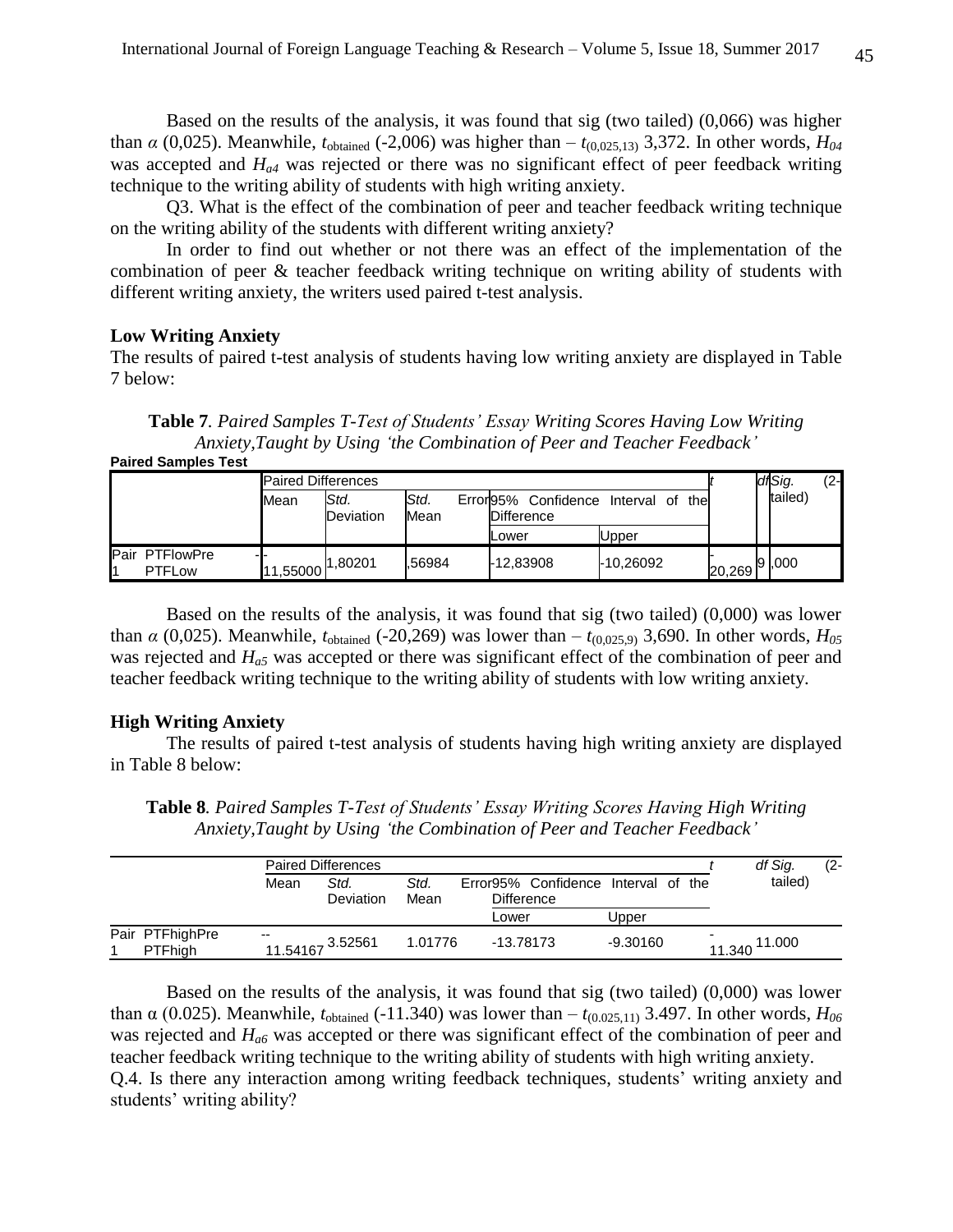Based on the results of the analysis, it was found that sig (two tailed) (0,066) was higher than $\alpha$ (0,025). Meanwhile, $t_{\text{obtained}}$ (-2,006) was higher than $- t_{(0,025,13)}$ 3,372. In other words, $H_{04}$ was accepted and $H_{a4}$ was rejected or there was no significant effect of peer feedback writing technique to the writing ability of students with high writing anxiety.

Q3. What is the effect of the combination of peer and teacher feedback writing technique on the writing ability of the students with different writing anxiety?

In order to find out whether or not there was an effect of the implementation of the combination of peer & teacher feedback writing technique on writing ability of students with different writing anxiety, the writers used paired t-test analysis.

### Low Writing Anxiety

The results of paired t-test analysis of students having low writing anxiety are displayed in Table 7 below:

**Table 7**. *Paired Samples T-Test of Students' Essay Writing Scores Having Low Writing Anxiety,Taught by Using 'the Combination of Peer and Teacher Feedback'*

**Paired Samples Test**

| | Paired Differences | | | | | t | df | Sig. (2-tailed) |
|---|---|---|---|---|---|---|---|---|
| | Mean | Std. Deviation | Std. Error Mean | 95% Confidence Interval of the Difference | | | | |
| | | | | Lower | Upper | | | |
| Pair 1 PTFlowPre - PTFLow | -11,55000 | 1,80201 | ,56984 | -12,83908 | -10,26092 | -20,269 | 9 | ,000 |

Based on the results of the analysis, it was found that sig (two tailed) (0,000) was lower than $\alpha$ (0,025). Meanwhile, $t_{\text{obtained}}$ (-20,269) was lower than $- t_{(0,025,9)}$ 3,690. In other words, $H_{05}$ was rejected and $H_{a5}$ was accepted or there was significant effect of the combination of peer and teacher feedback writing technique to the writing ability of students with low writing anxiety.

### High Writing Anxiety

The results of paired t-test analysis of students having high writing anxiety are displayed in Table 8 below:

**Table 8**. *Paired Samples T-Test of Students' Essay Writing Scores Having High Writing Anxiety,Taught by Using 'the Combination of Peer and Teacher Feedback'*

| | Paired Differences | | | | | t | df | Sig. (2-tailed) |
|---|---|---|---|---|---|---|---|---|
| | Mean | Std. Deviation | Std. Error Mean | 95% Confidence Interval of the Difference | | | | |
| | | | | Lower | Upper | | | |
| Pair 1 PTFhighPre - PTFhigh | -11.54167 | 3.52561 | 1.01776 | -13.78173 | -9.30160 | -11.340 | 11 | .000 |

Based on the results of the analysis, it was found that sig (two tailed) (0,000) was lower than α (0.025). Meanwhile, $t_{\text{obtained}}$ (-11.340) was lower than $- t_{(0.025,11)}$ 3.497. In other words, $H_{06}$ was rejected and $H_{a6}$ was accepted or there was significant effect of the combination of peer and teacher feedback writing technique to the writing ability of students with high writing anxiety.

Q.4. Is there any interaction among writing feedback techniques, students' writing anxiety and students' writing ability?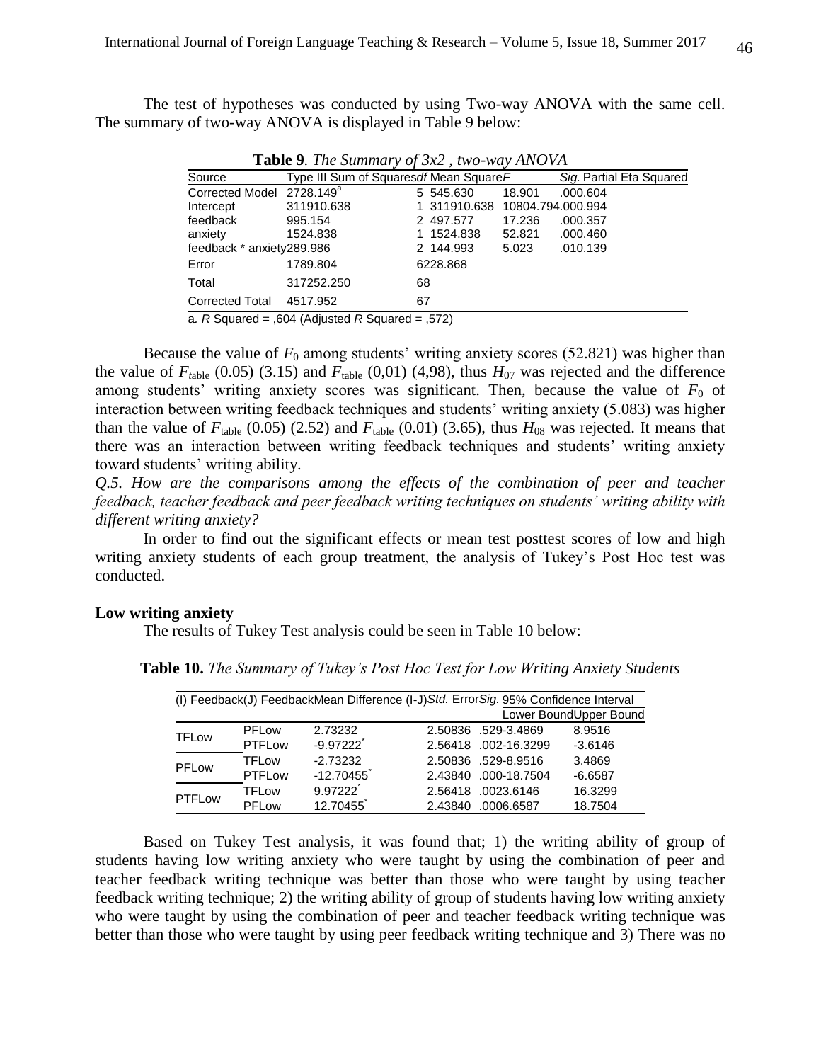The test of hypotheses was conducted by using Two-way ANOVA with the same cell. The summary of two-way ANOVA is displayed in Table 9 below:

**Table 9**. *The Summary of 3x2 , two-way ANOVA*

| Source | Type III Sum of Squares | df | Mean Square | F | Sig. | Partial Eta Squared |
|---|---|---|---|---|---|---|
| Corrected Model | 2728.149[a] | 5 | 545.630 | 18.901 | .000 | .604 |
| Intercept | 311910.638 | 1 | 311910.638 | 10804.794 | .000 | .994 |
| feedback | 995.154 | 2 | 497.577 | 17.236 | .000 | .357 |
| anxiety | 1524.838 | 1 | 1524.838 | 52.821 | .000 | .460 |
| feedback * anxiety | 289.986 | 2 | 144.993 | 5.023 | .010 | .139 |
| Error | 1789.804 | 62 | 28.868 | | | |
| Total | 317252.250 | 68 | | | | |
| Corrected Total | 4517.952 | 67 | | | | |

a. $R$ Squared = ,604 (Adjusted $R$ Squared = ,572)

Because the value of $F_0$ among students' writing anxiety scores (52.821) was higher than the value of $F_{table}$ (0.05) (3.15) and $F_{table}$ (0,01) (4,98), thus $H_{07}$ was rejected and the difference among students' writing anxiety scores was significant. Then, because the value of $F_0$ of interaction between writing feedback techniques and students' writing anxiety (5.083) was higher than the value of $F_{table}$ (0.05) (2.52) and $F_{table}$ (0.01) (3.65), thus $H_{08}$ was rejected. It means that there was an interaction between writing feedback techniques and students' writing anxiety toward students' writing ability.

*Q.5. How are the comparisons among the effects of the combination of peer and teacher feedback, teacher feedback and peer feedback writing techniques on students' writing ability with different writing anxiety?*

In order to find out the significant effects or mean test posttest scores of low and high writing anxiety students of each group treatment, the analysis of Tukey's Post Hoc test was conducted.

**Low writing anxiety**

The results of Tukey Test analysis could be seen in Table 10 below:

**Table 10.** *The Summary of Tukey's Post Hoc Test for Low Writing Anxiety Students*

| (I) Feedback | (J) Feedback | Mean Difference (I-J) | *Std.* Error | *Sig.* | 95% Confidence Interval | |
|---|---|---|---|---|---|---|
| | | | | | Lower Bound | Upper Bound |
| TFLow | PFLow | 2.73232 | 2.50836 | .529 | -3.4869 | 8.9516 |
| | PTFLow | -9.97222* | 2.56418 | .002 | -16.3299 | -3.6146 |
| PFLow | TFLow | -2.73232 | 2.50836 | .529 | -8.9516 | 3.4869 |
| | PTFLow | -12.70455* | 2.43840 | .000 | -18.7504 | -6.6587 |
| PTFLow | TFLow | 9.97222* | 2.56418 | .002 | 3.6146 | 16.3299 |
| | PFLow | 12.70455* | 2.43840 | .000 | 6.6587 | 18.7504 |

Based on Tukey Test analysis, it was found that; 1) the writing ability of group of students having low writing anxiety who were taught by using the combination of peer and teacher feedback writing technique was better than those who were taught by using teacher feedback writing technique; 2) the writing ability of group of students having low writing anxiety who were taught by using the combination of peer and teacher feedback writing technique was better than those who were taught by using peer feedback writing technique and 3) There was no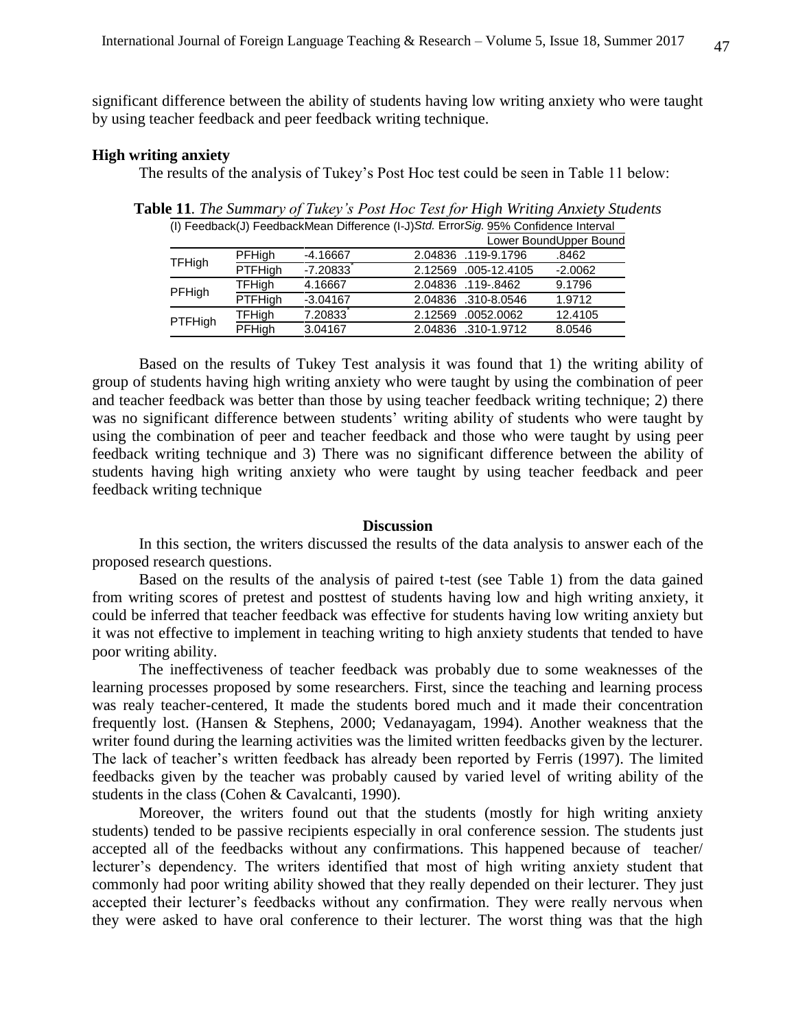significant difference between the ability of students having low writing anxiety who were taught by using teacher feedback and peer feedback writing technique.

**High writing anxiety**

The results of the analysis of Tukey's Post Hoc test could be seen in Table 11 below:

**Table 11**. *The Summary of Tukey's Post Hoc Test for High Writing Anxiety Students*

| (I) Feedback | (J) Feedback | Mean Difference (I-J) | *Std.* Error | *Sig.* | 95% Confidence Interval | |
|---|---|---|---|---|---|---|
| | | | | | Lower Bound | Upper Bound |
| TFHigh | PFHigh | -4.16667 | 2.04836 | .119 | -9.1796 | .8462 |
| | PTFHigh | -7.20833* | 2.12569 | .005 | -12.4105 | -2.0062 |
| PFHigh | TFHigh | 4.16667 | 2.04836 | .119 | -.8462 | 9.1796 |
| | PTFHigh | -3.04167 | 2.04836 | .310 | -8.0546 | 1.9712 |
| PTFHigh | TFHigh | 7.20833* | 2.12569 | .005 | 2.0062 | 12.4105 |
| | PFHigh | 3.04167 | 2.04836 | .310 | -1.9712 | 8.0546 |

Based on the results of Tukey Test analysis it was found that 1) the writing ability of group of students having high writing anxiety who were taught by using the combination of peer and teacher feedback was better than those by using teacher feedback writing technique; 2) there was no significant difference between students' writing ability of students who were taught by using the combination of peer and teacher feedback and those who were taught by using peer feedback writing technique and 3) There was no significant difference between the ability of students having high writing anxiety who were taught by using teacher feedback and peer feedback writing technique

## Discussion

In this section, the writers discussed the results of the data analysis to answer each of the proposed research questions.

Based on the results of the analysis of paired t-test (see Table 1) from the data gained from writing scores of pretest and posttest of students having low and high writing anxiety, it could be inferred that teacher feedback was effective for students having low writing anxiety but it was not effective to implement in teaching writing to high anxiety students that tended to have poor writing ability.

The ineffectiveness of teacher feedback was probably due to some weaknesses of the learning processes proposed by some researchers. First, since the teaching and learning process was realy teacher-centered, It made the students bored much and it made their concentration frequently lost. (Hansen & Stephens, 2000; Vedanayagam, 1994). Another weakness that the writer found during the learning activities was the limited written feedbacks given by the lecturer. The lack of teacher's written feedback has already been reported by Ferris (1997). The limited feedbacks given by the teacher was probably caused by varied level of writing ability of the students in the class (Cohen & Cavalcanti, 1990).

Moreover, the writers found out that the students (mostly for high writing anxiety students) tended to be passive recipients especially in oral conference session. The students just accepted all of the feedbacks without any confirmations. This happened because of teacher/ lecturer's dependency. The writers identified that most of high writing anxiety student that commonly had poor writing ability showed that they really depended on their lecturer. They just accepted their lecturer's feedbacks without any confirmation. They were really nervous when they were asked to have oral conference to their lecturer. The worst thing was that the high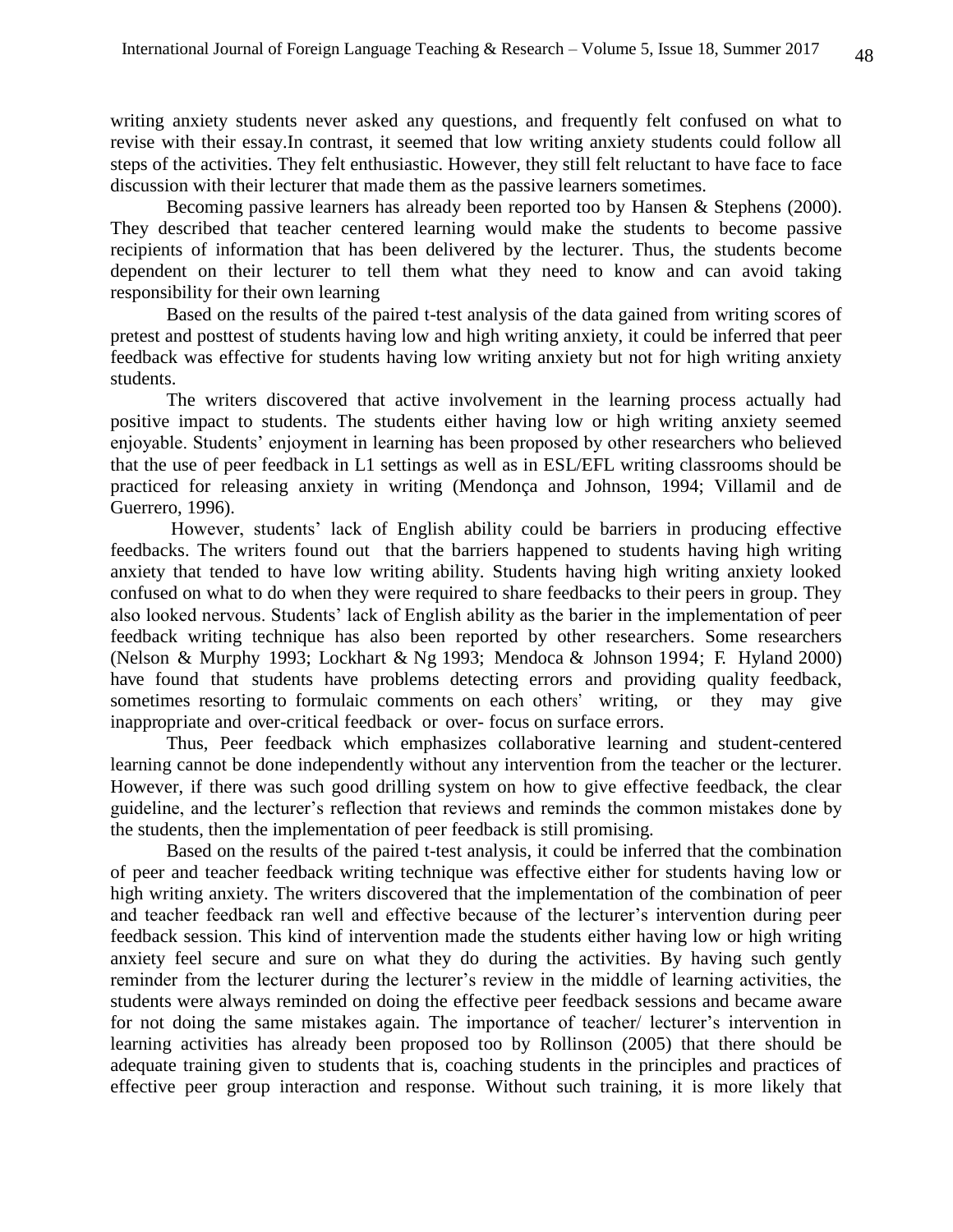writing anxiety students never asked any questions, and frequently felt confused on what to revise with their essay.In contrast, it seemed that low writing anxiety students could follow all steps of the activities. They felt enthusiastic. However, they still felt reluctant to have face to face discussion with their lecturer that made them as the passive learners sometimes.

Becoming passive learners has already been reported too by Hansen & Stephens (2000). They described that teacher centered learning would make the students to become passive recipients of information that has been delivered by the lecturer. Thus, the students become dependent on their lecturer to tell them what they need to know and can avoid taking responsibility for their own learning

Based on the results of the paired t-test analysis of the data gained from writing scores of pretest and posttest of students having low and high writing anxiety, it could be inferred that peer feedback was effective for students having low writing anxiety but not for high writing anxiety students.

The writers discovered that active involvement in the learning process actually had positive impact to students. The students either having low or high writing anxiety seemed enjoyable. Students' enjoyment in learning has been proposed by other researchers who believed that the use of peer feedback in L1 settings as well as in ESL/EFL writing classrooms should be practiced for releasing anxiety in writing (Mendonça and Johnson, 1994; Villamil and de Guerrero, 1996).

However, students' lack of English ability could be barriers in producing effective feedbacks. The writers found out that the barriers happened to students having high writing anxiety that tended to have low writing ability. Students having high writing anxiety looked confused on what to do when they were required to share feedbacks to their peers in group. They also looked nervous. Students' lack of English ability as the barier in the implementation of peer feedback writing technique has also been reported by other researchers. Some researchers (Nelson & Murphy 1993; Lockhart & Ng 1993; Mendoca & Johnson 1994; F. Hyland 2000) have found that students have problems detecting errors and providing quality feedback, sometimes resorting to formulaic comments on each others' writing, or they may give inappropriate and over-critical feedback or over- focus on surface errors.

Thus, Peer feedback which emphasizes collaborative learning and student-centered learning cannot be done independently without any intervention from the teacher or the lecturer. However, if there was such good drilling system on how to give effective feedback, the clear guideline, and the lecturer's reflection that reviews and reminds the common mistakes done by the students, then the implementation of peer feedback is still promising.

Based on the results of the paired t-test analysis, it could be inferred that the combination of peer and teacher feedback writing technique was effective either for students having low or high writing anxiety. The writers discovered that the implementation of the combination of peer and teacher feedback ran well and effective because of the lecturer's intervention during peer feedback session. This kind of intervention made the students either having low or high writing anxiety feel secure and sure on what they do during the activities. By having such gently reminder from the lecturer during the lecturer's review in the middle of learning activities, the students were always reminded on doing the effective peer feedback sessions and became aware for not doing the same mistakes again. The importance of teacher/ lecturer's intervention in learning activities has already been proposed too by Rollinson (2005) that there should be adequate training given to students that is, coaching students in the principles and practices of effective peer group interaction and response. Without such training, it is more likely that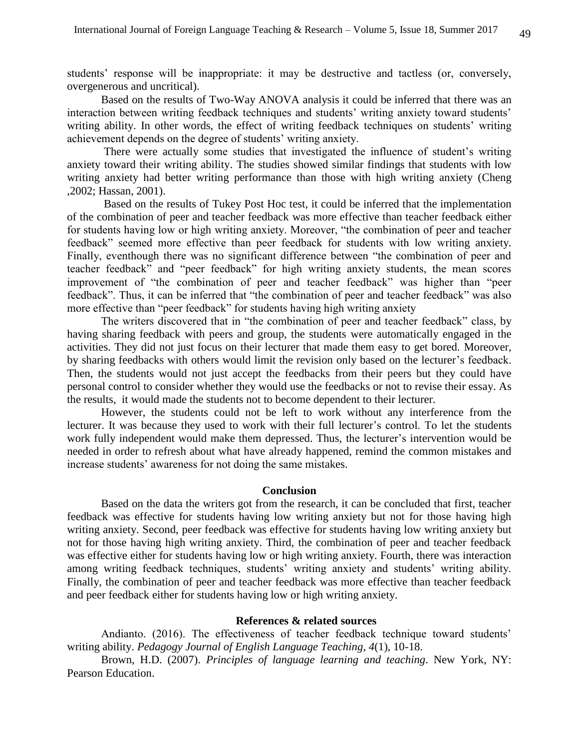students' response will be inappropriate: it may be destructive and tactless (or, conversely, overgenerous and uncritical).

Based on the results of Two-Way ANOVA analysis it could be inferred that there was an interaction between writing feedback techniques and students' writing anxiety toward students' writing ability. In other words, the effect of writing feedback techniques on students' writing achievement depends on the degree of students' writing anxiety.

There were actually some studies that investigated the influence of student's writing anxiety toward their writing ability. The studies showed similar findings that students with low writing anxiety had better writing performance than those with high writing anxiety (Cheng ,2002; Hassan, 2001).

Based on the results of Tukey Post Hoc test, it could be inferred that the implementation of the combination of peer and teacher feedback was more effective than teacher feedback either for students having low or high writing anxiety. Moreover, "the combination of peer and teacher feedback" seemed more effective than peer feedback for students with low writing anxiety. Finally, eventhough there was no significant difference between "the combination of peer and teacher feedback" and "peer feedback" for high writing anxiety students, the mean scores improvement of "the combination of peer and teacher feedback" was higher than "peer feedback". Thus, it can be inferred that "the combination of peer and teacher feedback" was also more effective than "peer feedback" for students having high writing anxiety

The writers discovered that in "the combination of peer and teacher feedback" class, by having sharing feedback with peers and group, the students were automatically engaged in the activities. They did not just focus on their lecturer that made them easy to get bored. Moreover, by sharing feedbacks with others would limit the revision only based on the lecturer's feedback. Then, the students would not just accept the feedbacks from their peers but they could have personal control to consider whether they would use the feedbacks or not to revise their essay. As the results, it would made the students not to become dependent to their lecturer.

However, the students could not be left to work without any interference from the lecturer. It was because they used to work with their full lecturer's control. To let the students work fully independent would make them depressed. Thus, the lecturer's intervention would be needed in order to refresh about what have already happened, remind the common mistakes and increase students' awareness for not doing the same mistakes.

## Conclusion

Based on the data the writers got from the research, it can be concluded that first, teacher feedback was effective for students having low writing anxiety but not for those having high writing anxiety. Second, peer feedback was effective for students having low writing anxiety but not for those having high writing anxiety. Third, the combination of peer and teacher feedback was effective either for students having low or high writing anxiety. Fourth, there was interaction among writing feedback techniques, students' writing anxiety and students' writing ability. Finally, the combination of peer and teacher feedback was more effective than teacher feedback and peer feedback either for students having low or high writing anxiety.

## References & related sources

Andianto. (2016). The effectiveness of teacher feedback technique toward students' writing ability. *Pedagogy Journal of English Language Teaching*, *4*(1), 10-18.

Brown, H.D. (2007). *Principles of language learning and teaching*. New York, NY: Pearson Education.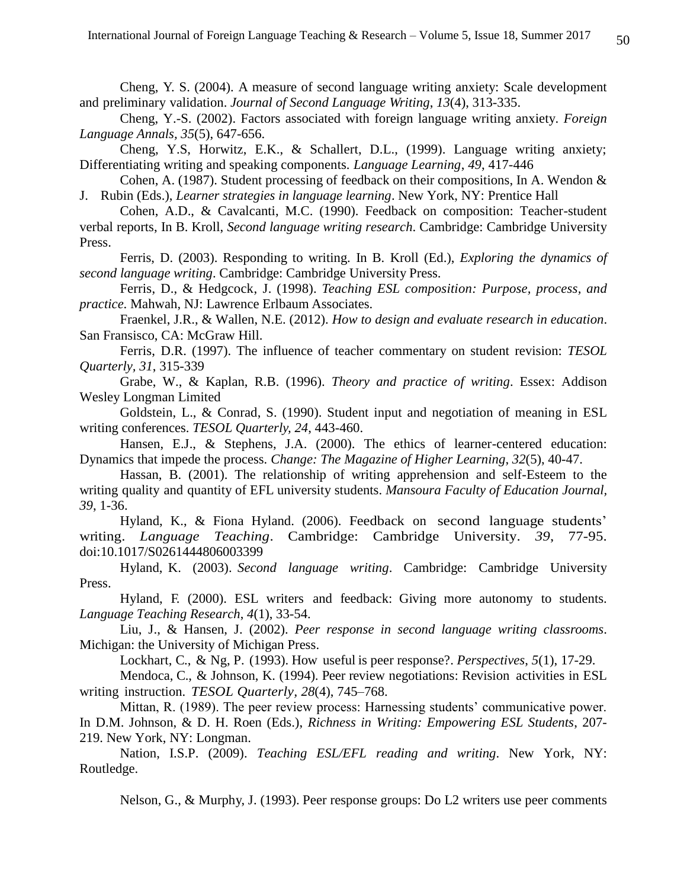Cheng, Y. S. (2004). A measure of second language writing anxiety: Scale development and preliminary validation. *Journal of Second Language Writing*, *13*(4), 313-335.

Cheng, Y.-S. (2002). Factors associated with foreign language writing anxiety. *Foreign Language Annals, 35*(5), 647-656.

Cheng, Y.S, Horwitz, E.K., & Schallert, D.L., (1999). Language writing anxiety; Differentiating writing and speaking components. *Language Learning*, *49*, 417-446

Cohen, A. (1987). Student processing of feedback on their compositions, In A. Wendon & J. Rubin (Eds.), *Learner strategies in language learning*. New York, NY: Prentice Hall

Cohen, A.D., & Cavalcanti, M.C. (1990). Feedback on composition: Teacher-student verbal reports, In B. Kroll, *Second language writing research*. Cambridge: Cambridge University Press.

Ferris, D. (2003). Responding to writing. In B. Kroll (Ed.), *Exploring the dynamics of second language writing*. Cambridge: Cambridge University Press.

Ferris, D., & Hedgcock, J. (1998). *Teaching ESL composition: Purpose, process, and practice*. Mahwah, NJ: Lawrence Erlbaum Associates.

Fraenkel, J.R., & Wallen, N.E. (2012). *How to design and evaluate research in education*. San Fransisco, CA: McGraw Hill.

Ferris, D.R. (1997). The influence of teacher commentary on student revision: *TESOL Quarterly*, *31*, 315-339

Grabe, W., & Kaplan, R.B. (1996). *Theory and practice of writing*. Essex: Addison Wesley Longman Limited

Goldstein, L., & Conrad, S. (1990). Student input and negotiation of meaning in ESL writing conferences. *TESOL Quarterly, 24*, 443-460.

Hansen, E.J., & Stephens, J.A. (2000). The ethics of learner-centered education: Dynamics that impede the process. *Change: The Magazine of Higher Learning*, *32*(5), 40-47.

Hassan, B. (2001). The relationship of writing apprehension and self-Esteem to the writing quality and quantity of EFL university students. *Mansoura Faculty of Education Journal, 39*, 1-36.

Hyland, K., & Fiona Hyland. (2006). Feedback on second language students' writing. *Language Teaching*. Cambridge: Cambridge University. *39*, 77-95. doi:10.1017/S0261444806003399

Hyland, K. (2003). *Second language writing*. Cambridge: Cambridge University Press.

Hyland, F. (2000). ESL writers and feedback: Giving more autonomy to students. *Language Teaching Research*, *4*(1), 33-54.

Liu, J., & Hansen, J. (2002). *Peer response in second language writing classrooms*. Michigan: the University of Michigan Press.

Lockhart, C., & Ng, P. (1993). How useful is peer response?. *Perspectives*, *5*(1), 17-29.

Mendoca, C., & Johnson, K. (1994). Peer review negotiations: Revision activities in ESL writing instruction. *TESOL Quarterly*, *28*(4), 745–768.

Mittan, R. (1989). The peer review process: Harnessing students' communicative power. In D.M. Johnson, & D. H. Roen (Eds.), *Richness in Writing: Empowering ESL Students*, 207-219. New York, NY: Longman.

Nation, I.S.P. (2009). *Teaching ESL/EFL reading and writing*. New York, NY: Routledge.

Nelson, G., & Murphy, J. (1993). Peer response groups: Do L2 writers use peer comments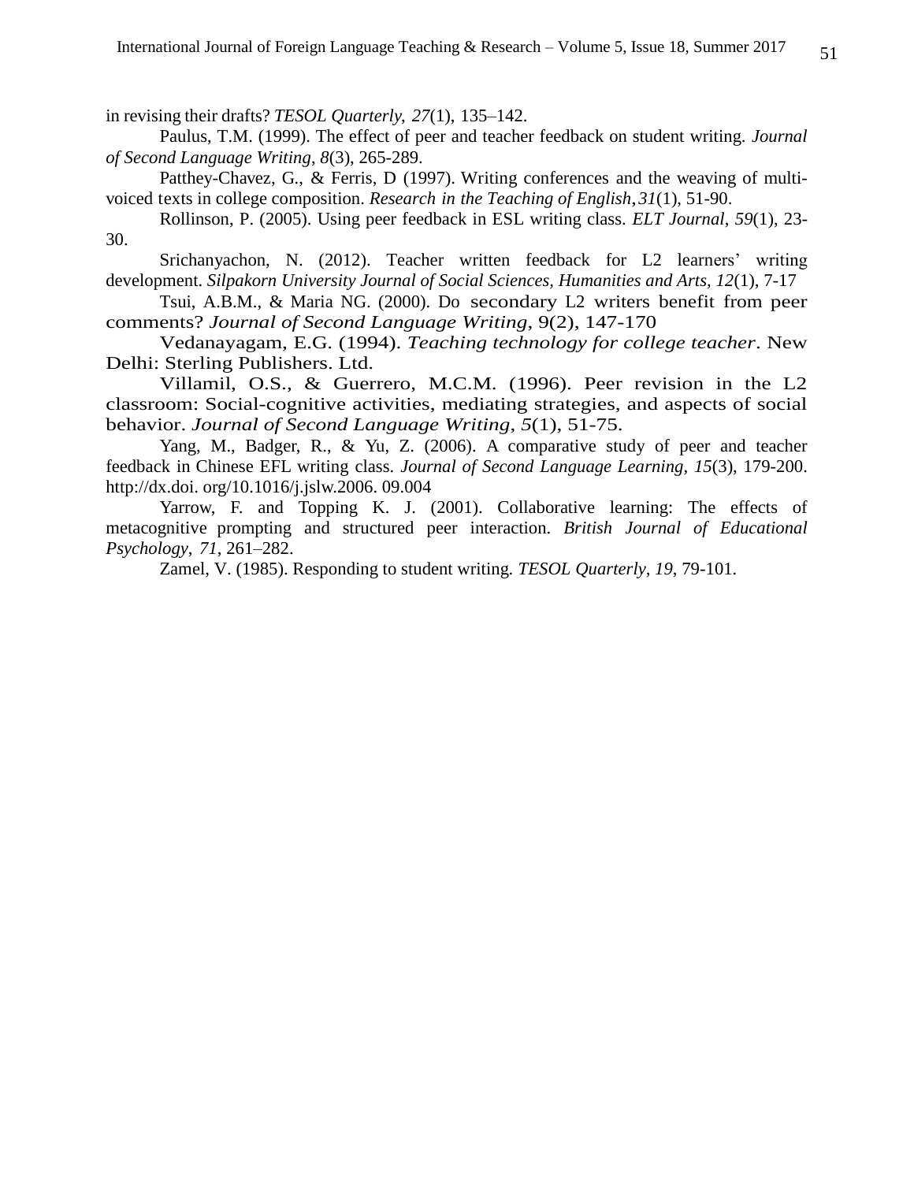in revising their drafts? *TESOL Quarterly, 27*(1), 135–142.

Paulus, T.M. (1999). The effect of peer and teacher feedback on student writing. *Journal of Second Language Writing*, *8*(3), 265-289.

Patthey-Chavez, G., & Ferris, D (1997). Writing conferences and the weaving of multi-voiced texts in college composition. *Research in the Teaching of English*, *31*(1), 51-90.

Rollinson, P. (2005). Using peer feedback in ESL writing class. *ELT Journal*, *59*(1), 23-30.

Srichanyachon, N. (2012). Teacher written feedback for L2 learners' writing development. *Silpakorn University Journal of Social Sciences, Humanities and Arts*, *12*(1), 7-17

Tsui, A.B.M., & Maria NG. (2000). Do secondary L2 writers benefit from peer comments? *Journal of Second Language Writing*, 9(2), 147-170

Vedanayagam, E.G. (1994). *Teaching technology for college teacher*. New Delhi: Sterling Publishers. Ltd.

Villamil, O.S., & Guerrero, M.C.M. (1996). Peer revision in the L2 classroom: Social-cognitive activities, mediating strategies, and aspects of social behavior. *Journal of Second Language Writing*, *5*(1), 51-75.

Yang, M., Badger, R., & Yu, Z. (2006). A comparative study of peer and teacher feedback in Chinese EFL writing class. *Journal of Second Language Learning*, *15*(3), 179-200. http://dx.doi. org/10.1016/j.jslw.2006. 09.004

Yarrow, F. and Topping K. J. (2001). Collaborative learning: The effects of metacognitive prompting and structured peer interaction. *British Journal of Educational Psychology*, *71*, 261–282.

Zamel, V. (1985). Responding to student writing. *TESOL Quarterly*, *19*, 79-101.